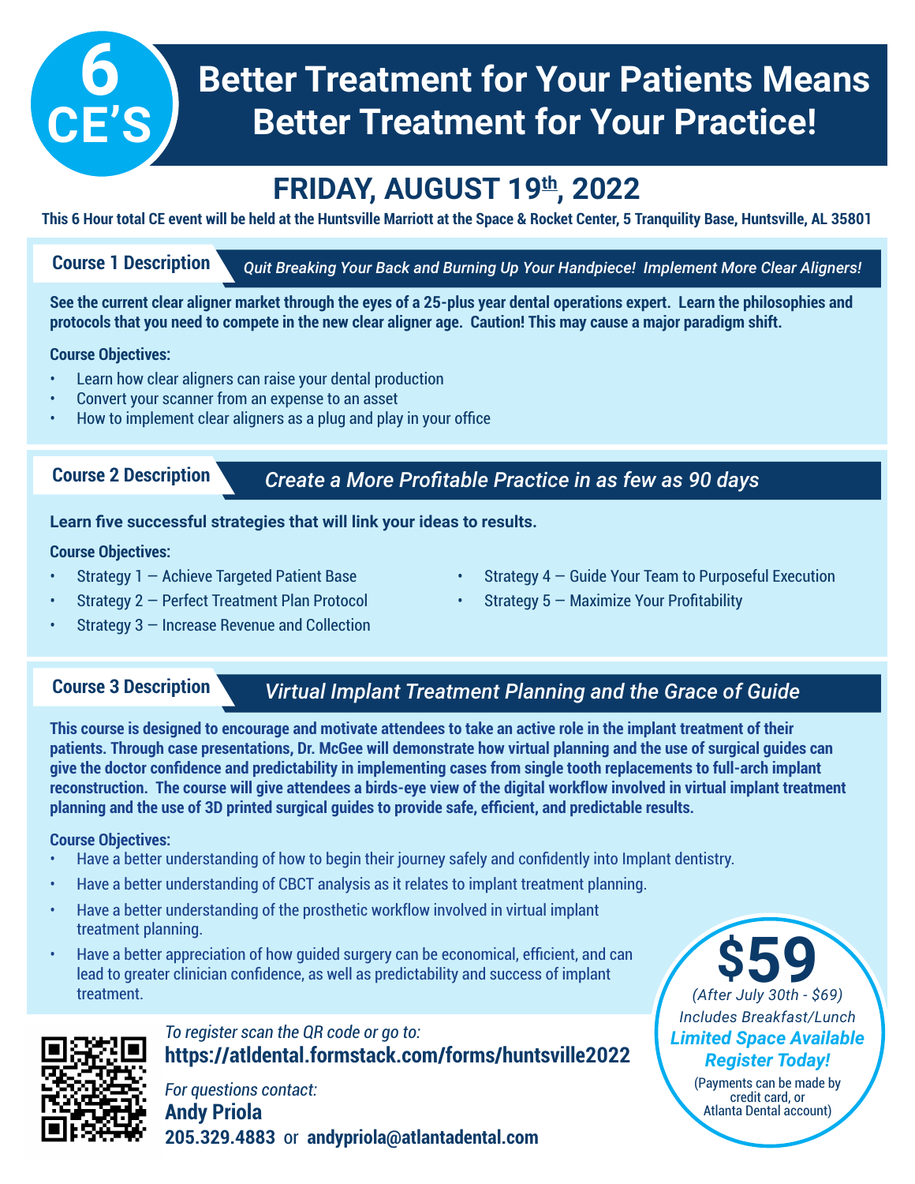**6 CE'S**

# Better Treatment for Your Patients Means Better Treatment for Your Practice!

## FRIDAY, AUGUST 19th, 2022

**This 6 Hour total CE event will be held at the Huntsville Marriott at the Space & Rocket Center, 5 Tranquility Base, Huntsville, AL 35801**

### Course 1 Description

*Quit Breaking Your Back and Burning Up Your Handpiece! Implement More Clear Aligners!*

**See the current clear aligner market through the eyes of a 25-plus year dental operations expert. Learn the philosophies and protocols that you need to compete in the new clear aligner age. Caution! This may cause a major paradigm shift.**

**Course Objectives:**

- Learn how clear aligners can raise your dental production
- Convert your scanner from an expense to an asset
- How to implement clear aligners as a plug and play in your office

### Course 2 Description

*Create a More Profitable Practice in as few as 90 days*

**Learn five successful strategies that will link your ideas to results.**

**Course Objectives:**

- Strategy 1 — Achieve Targeted Patient Base
- Strategy 2 — Perfect Treatment Plan Protocol
- Strategy 3 — Increase Revenue and Collection
- Strategy 4 — Guide Your Team to Purposeful Execution
- Strategy 5 — Maximize Your Profitability

### Course 3 Description

*Virtual Implant Treatment Planning and the Grace of Guide*

**This course is designed to encourage and motivate attendees to take an active role in the implant treatment of their patients. Through case presentations, Dr. McGee will demonstrate how virtual planning and the use of surgical guides can give the doctor confidence and predictability in implementing cases from single tooth replacements to full-arch implant reconstruction. The course will give attendees a birds-eye view of the digital workflow involved in virtual implant treatment planning and the use of 3D printed surgical guides to provide safe, efficient, and predictable results.**

**Course Objectives:**

- Have a better understanding of how to begin their journey safely and confidently into Implant dentistry.
- Have a better understanding of CBCT analysis as it relates to implant treatment planning.
- Have a better understanding of the prosthetic workflow involved in virtual implant treatment planning.
- Have a better appreciation of how guided surgery can be economical, efficient, and can lead to greater clinician confidence, as well as predictability and success of implant treatment.

*To register scan the QR code or go to:*
**https://atldental.formstack.com/forms/huntsville2022**

*For questions contact:*
**Andy Priola**
**205.329.4883** or **andypriola@atlantadental.com**

**$59**
*(After July 30th - $69)*
*Includes Breakfast/Lunch*
***Limited Space Available***
***Register Today!***
(Payments can be made by credit card, or Atlanta Dental account)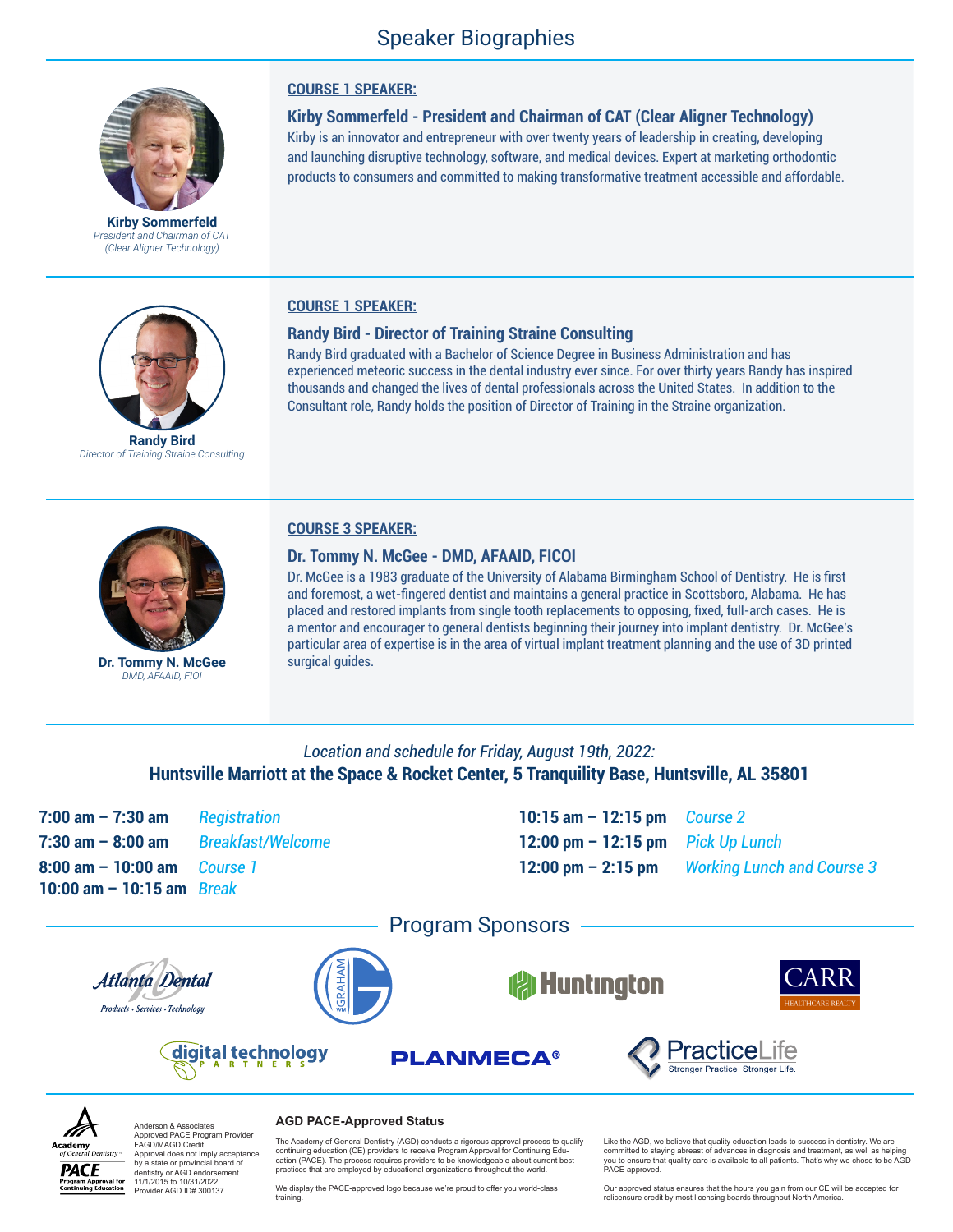# Speaker Biographies

**Kirby Sommerfeld**
*President and Chairman of CAT (Clear Aligner Technology)*

**COURSE 1 SPEAKER:**

## Kirby Sommerfeld - President and Chairman of CAT (Clear Aligner Technology)

Kirby is an innovator and entrepreneur with over twenty years of leadership in creating, developing and launching disruptive technology, software, and medical devices. Expert at marketing orthodontic products to consumers and committed to making transformative treatment accessible and affordable.

**Randy Bird**
*Director of Training Straine Consulting*

**COURSE 1 SPEAKER:**

## Randy Bird - Director of Training Straine Consulting

Randy Bird graduated with a Bachelor of Science Degree in Business Administration and has experienced meteoric success in the dental industry ever since. For over thirty years Randy has inspired thousands and changed the lives of dental professionals across the United States. In addition to the Consultant role, Randy holds the position of Director of Training in the Straine organization.

**Dr. Tommy N. McGee**
*DMD, AFAAID, FIOI*

**COURSE 3 SPEAKER:**

## Dr. Tommy N. McGee - DMD, AFAAID, FICOI

Dr. McGee is a 1983 graduate of the University of Alabama Birmingham School of Dentistry. He is first and foremost, a wet-fingered dentist and maintains a general practice in Scottsboro, Alabama. He has placed and restored implants from single tooth replacements to opposing, fixed, full-arch cases. He is a mentor and encourager to general dentists beginning their journey into implant dentistry. Dr. McGee's particular area of expertise is in the area of virtual implant treatment planning and the use of 3D printed surgical guides.

*Location and schedule for Friday, August 19th, 2022:*

**Huntsville Marriott at the Space & Rocket Center, 5 Tranquility Base, Huntsville, AL 35801**

| | |
|---|---|
| **7:00 am – 7:30 am** | *Registration* |
| **7:30 am – 8:00 am** | *Breakfast/Welcome* |
| **8:00 am – 10:00 am** | *Course 1* |
| **10:00 am – 10:15 am** | *Break* |
| **10:15 am – 12:15 pm** | *Course 2* |
| **12:00 pm – 12:15 pm** | *Pick Up Lunch* |
| **12:00 pm – 2:15 pm** | *Working Lunch and Course 3* |

## Program Sponsors

Atlanta Dental – Products • Services • Technology

Graham

Huntington

CARR Healthcare Realty

digital technology PARTNERS

PLANMECA®

PracticeLife – Stronger Practice. Stronger Life.

Academy of General Dentistry PACE Program Approval for Continuing Education

Anderson & Associates
Approved PACE Program Provider
FAGD/MAGD Credit
Approval does not imply acceptance by a state or provincial board of dentistry or AGD endorsement
11/1/2015 to 10/31/2022
Provider AGD ID# 300137

**AGD PACE-Approved Status**

The Academy of General Dentistry (AGD) conducts a rigorous approval process to qualify continuing education (CE) providers to receive Program Approval for Continuing Education (PACE). The process requires providers to be knowledgeable about current best practices that are employed by educational organizations throughout the world.

We display the PACE-approved logo because we're proud to offer you world-class training.

Like the AGD, we believe that quality education leads to success in dentistry. We are committed to staying abreast of advances in diagnosis and treatment, as well as helping you to ensure that quality care is available to all patients. That's why we chose to be AGD PACE-approved.

Our approved status ensures that the hours you gain from our CE will be accepted for relicensure credit by most licensing boards throughout North America.